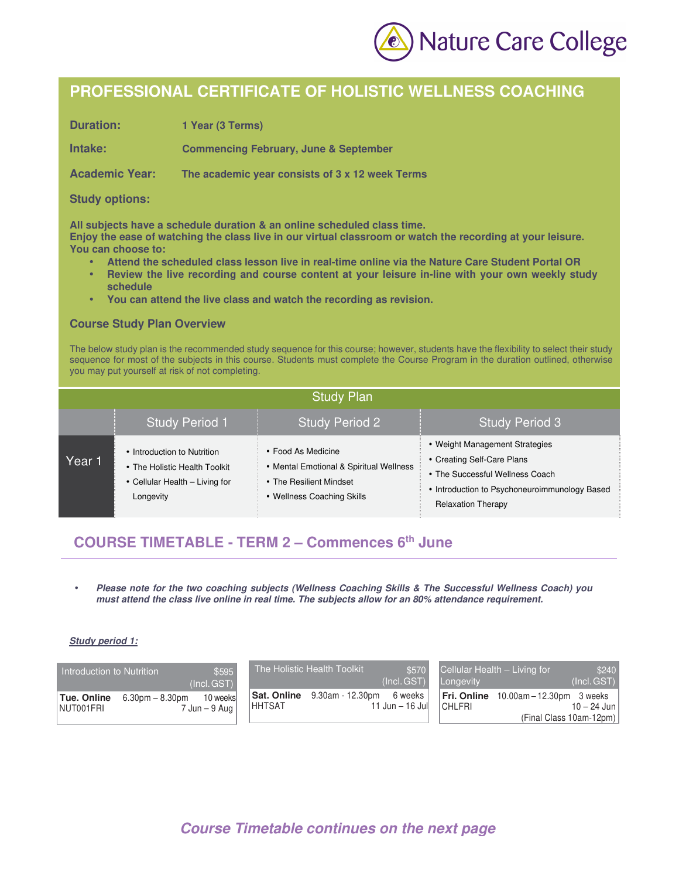Nature Care College

# PROFESSIONAL CERTIFICATE OF HOLISTIC WELLNESS COACHING

**Duration:** 1 Year (3 Terms)

**Intake:** Commencing February, June & September

**Academic Year:** The academic year consists of 3 x 12 week Terms

**Study options:**

**All subjects have a schedule duration & an online scheduled class time.**
**Enjoy the ease of watching the class live in our virtual classroom or watch the recording at your leisure.**
**You can choose to:**

- **Attend the scheduled class lesson live in real-time online via the Nature Care Student Portal OR**
- **Review the live recording and course content at your leisure in-line with your own weekly study schedule**
- **You can attend the live class and watch the recording as revision.**

### Course Study Plan Overview

The below study plan is the recommended study sequence for this course; however, students have the flexibility to select their study sequence for most of the subjects in this course. Students must complete the Course Program in the duration outlined, otherwise you may put yourself at risk of not completing.

**Study Plan**

| | Study Period 1 | Study Period 2 | Study Period 3 |
|---|---|---|---|
| Year 1 | • Introduction to Nutrition<br>• The Holistic Health Toolkit<br>• Cellular Health – Living for Longevity | • Food As Medicine<br>• Mental Emotional & Spiritual Wellness<br>• The Resilient Mindset<br>• Wellness Coaching Skills | • Weight Management Strategies<br>• Creating Self-Care Plans<br>• The Successful Wellness Coach<br>• Introduction to Psychoneuroimmunology Based Relaxation Therapy |

## COURSE TIMETABLE - TERM 2 – Commences 6th June

- ***Please note for the two coaching subjects (Wellness Coaching Skills & The Successful Wellness Coach) you must attend the class live online in real time. The subjects allow for an 80% attendance requirement.***

***Study period 1:***

| Introduction to Nutrition | | $595 (Incl. GST) |
|---|---|---|
| **Tue. Online** NUT001FRI | 6.30pm – 8.30pm | 10 weeks 7 Jun – 9 Aug |

| The Holistic Health Toolkit | | $570 (Incl. GST) |
|---|---|---|
| **Sat. Online** HHTSAT | 9.30am - 12.30pm | 6 weeks 11 Jun – 16 Jul |

| Cellular Health – Living for Longevity | | $240 (Incl. GST) |
|---|---|---|
| **Fri. Online** CHLFRI | 10.00am – 12.30pm | 3 weeks 10 – 24 Jun (Final Class 10am-12pm) |

***Course Timetable continues on the next page***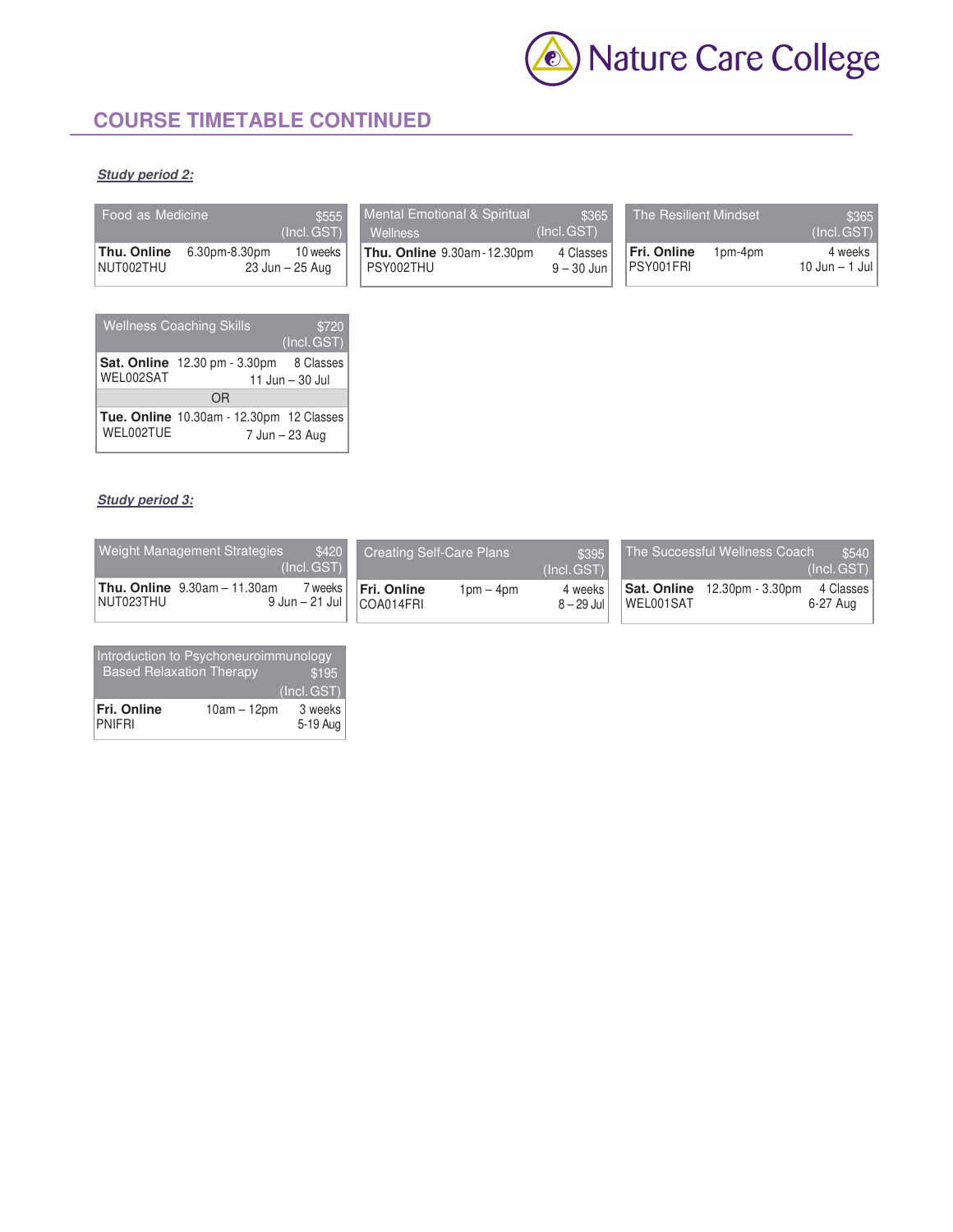## COURSE TIMETABLE CONTINUED

***Study period 2:***

| Food as Medicine | | $555 (Incl. GST) |
|---|---|---|
| **Thu. Online** NUT002THU | 6.30pm-8.30pm | 10 weeks 23 Jun – 25 Aug |

| Mental Emotional & Spiritual Wellness | | $365 (Incl. GST) |
|---|---|---|
| **Thu. Online** PSY002THU | 9.30am-12.30pm | 4 Classes 9 – 30 Jun |

| The Resilient Mindset | | $365 (Incl. GST) |
|---|---|---|
| **Fri. Online** PSY001FRI | 1pm-4pm | 4 weeks 10 Jun – 1 Jul |

| Wellness Coaching Skills | | $720 (Incl. GST) |
|---|---|---|
| **Sat. Online** WEL002SAT | 12.30 pm - 3.30pm | 8 Classes 11 Jun – 30 Jul |
| | OR | |
| **Tue. Online** WEL002TUE | 10.30am - 12.30pm | 12 Classes 7 Jun – 23 Aug |

***Study period 3:***

| Weight Management Strategies | | $420 (Incl. GST) |
|---|---|---|
| **Thu. Online** NUT023THU | 9.30am – 11.30am | 7 weeks 9 Jun – 21 Jul |

| Creating Self-Care Plans | | $395 (Incl. GST) |
|---|---|---|
| **Fri. Online** COA014FRI | 1pm – 4pm | 4 weeks 8 – 29 Jul |

| The Successful Wellness Coach | | $540 (Incl. GST) |
|---|---|---|
| **Sat. Online** WEL001SAT | 12.30pm - 3.30pm | 4 Classes 6-27 Aug |

| Introduction to Psychoneuroimmunology Based Relaxation Therapy | | $195 (Incl. GST) |
|---|---|---|
| **Fri. Online** PNIFRI | 10am – 12pm | 3 weeks 5-19 Aug |